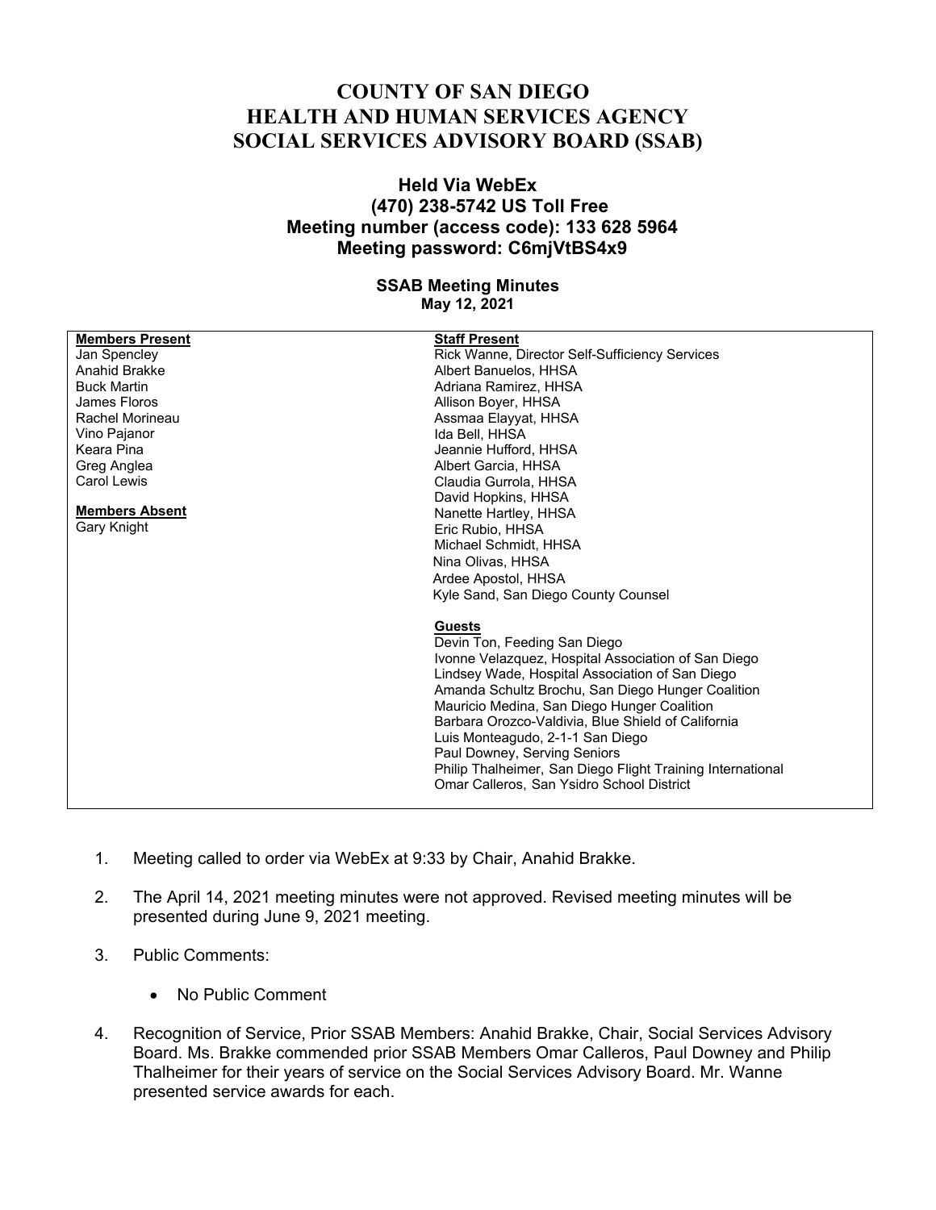# COUNTY OF SAN DIEGO
# HEALTH AND HUMAN SERVICES AGENCY
# SOCIAL SERVICES ADVISORY BOARD (SSAB)

### Held Via WebEx
### (470) 238-5742 US Toll Free
### Meeting number (access code): 133 628 5964
### Meeting password: C6mjVtBS4x9

**SSAB Meeting Minutes**
**May 12, 2021**

| Members Present | Staff Present |
|---|---|
| Jan Spencley | Rick Wanne, Director Self-Sufficiency Services |
| Anahid Brakke | Albert Banuelos, HHSA |
| Buck Martin | Adriana Ramirez, HHSA |
| James Floros | Allison Boyer, HHSA |
| Rachel Morineau | Assmaa Elayyat, HHSA |
| Vino Pajanor | Ida Bell, HHSA |
| Keara Pina | Jeannie Hufford, HHSA |
| Greg Anglea | Albert Garcia, HHSA |
| Carol Lewis | Claudia Gurrola, HHSA |
| | David Hopkins, HHSA |
| **Members Absent** | Nanette Hartley, HHSA |
| Gary Knight | Eric Rubio, HHSA |
| | Michael Schmidt, HHSA |
| | Nina Olivas, HHSA |
| | Ardee Apostol, HHSA |
| | Kyle Sand, San Diego County Counsel |
| | |
| | **Guests** |
| | Devin Ton, Feeding San Diego |
| | Ivonne Velazquez, Hospital Association of San Diego |
| | Lindsey Wade, Hospital Association of San Diego |
| | Amanda Schultz Brochu, San Diego Hunger Coalition |
| | Mauricio Medina, San Diego Hunger Coalition |
| | Barbara Orozco-Valdivia, Blue Shield of California |
| | Luis Monteagudo, 2-1-1 San Diego |
| | Paul Downey, Serving Seniors |
| | Philip Thalheimer, San Diego Flight Training International |
| | Omar Calleros, San Ysidro School District |

1. Meeting called to order via WebEx at 9:33 by Chair, Anahid Brakke.

2. The April 14, 2021 meeting minutes were not approved. Revised meeting minutes will be presented during June 9, 2021 meeting.

3. Public Comments:

   - No Public Comment

4. Recognition of Service, Prior SSAB Members: Anahid Brakke, Chair, Social Services Advisory Board. Ms. Brakke commended prior SSAB Members Omar Calleros, Paul Downey and Philip Thalheimer for their years of service on the Social Services Advisory Board. Mr. Wanne presented service awards for each.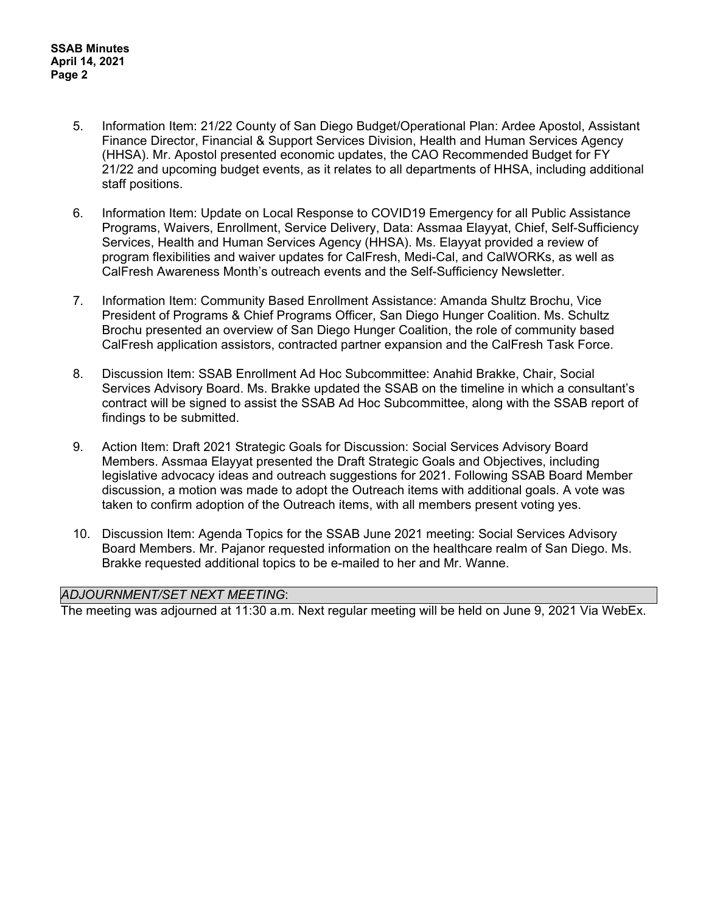5. Information Item: 21/22 County of San Diego Budget/Operational Plan: Ardee Apostol, Assistant Finance Director, Financial & Support Services Division, Health and Human Services Agency (HHSA). Mr. Apostol presented economic updates, the CAO Recommended Budget for FY 21/22 and upcoming budget events, as it relates to all departments of HHSA, including additional staff positions.

6. Information Item: Update on Local Response to COVID19 Emergency for all Public Assistance Programs, Waivers, Enrollment, Service Delivery, Data: Assmaa Elayyat, Chief, Self-Sufficiency Services, Health and Human Services Agency (HHSA). Ms. Elayyat provided a review of program flexibilities and waiver updates for CalFresh, Medi-Cal, and CalWORKs, as well as CalFresh Awareness Month's outreach events and the Self-Sufficiency Newsletter.

7. Information Item: Community Based Enrollment Assistance: Amanda Shultz Brochu, Vice President of Programs & Chief Programs Officer, San Diego Hunger Coalition. Ms. Schultz Brochu presented an overview of San Diego Hunger Coalition, the role of community based CalFresh application assistors, contracted partner expansion and the CalFresh Task Force.

8. Discussion Item: SSAB Enrollment Ad Hoc Subcommittee: Anahid Brakke, Chair, Social Services Advisory Board. Ms. Brakke updated the SSAB on the timeline in which a consultant's contract will be signed to assist the SSAB Ad Hoc Subcommittee, along with the SSAB report of findings to be submitted.

9. Action Item: Draft 2021 Strategic Goals for Discussion: Social Services Advisory Board Members. Assmaa Elayyat presented the Draft Strategic Goals and Objectives, including legislative advocacy ideas and outreach suggestions for 2021. Following SSAB Board Member discussion, a motion was made to adopt the Outreach items with additional goals. A vote was taken to confirm adoption of the Outreach items, with all members present voting yes.

10. Discussion Item: Agenda Topics for the SSAB June 2021 meeting: Social Services Advisory Board Members. Mr. Pajanor requested information on the healthcare realm of San Diego. Ms. Brakke requested additional topics to be e-mailed to her and Mr. Wanne.

*ADJOURNMENT/SET NEXT MEETING*:

The meeting was adjourned at 11:30 a.m. Next regular meeting will be held on June 9, 2021 Via WebEx.